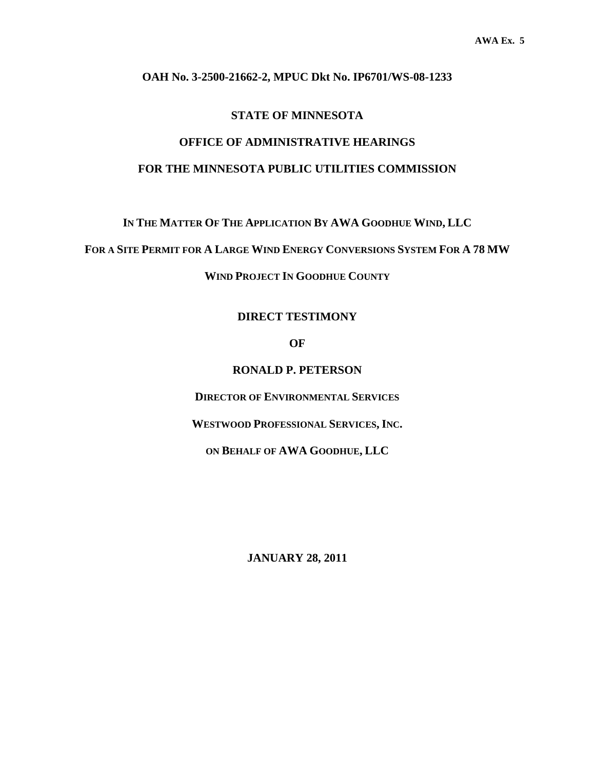**AWA Ex. 5**

**OAH No. 3-2500-21662-2, MPUC Dkt No. IP6701/WS-08-1233**

**STATE OF MINNESOTA**

**OFFICE OF ADMINISTRATIVE HEARINGS**

**FOR THE MINNESOTA PUBLIC UTILITIES COMMISSION**

**IN THE MATTER OF THE APPLICATION BY AWA GOODHUE WIND, LLC**

**FOR A SITE PERMIT FOR A LARGE WIND ENERGY CONVERSIONS SYSTEM FOR A 78 MW**

**WIND PROJECT IN GOODHUE COUNTY**

**DIRECT TESTIMONY**

**OF**

**RONALD P. PETERSON**

**DIRECTOR OF ENVIRONMENTAL SERVICES**

**WESTWOOD PROFESSIONAL SERVICES, INC.**

**ON BEHALF OF AWA GOODHUE, LLC**

**JANUARY 28, 2011**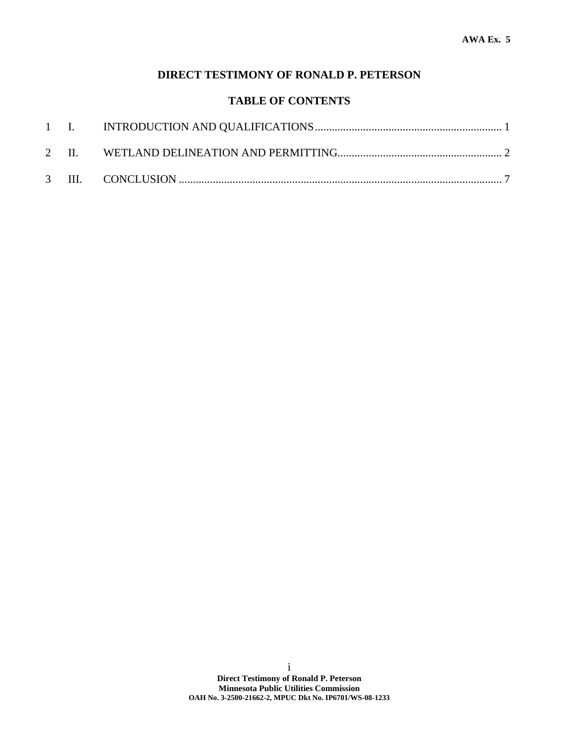**AWA Ex. 5**

# DIRECT TESTIMONY OF RONALD P. PETERSON

## TABLE OF CONTENTS

| | | | |
|---|---|---|---|
| 1 | I. | INTRODUCTION AND QUALIFICATIONS | 1 |
| 2 | II. | WETLAND DELINEATION AND PERMITTING | 2 |
| 3 | III. | CONCLUSION | 7 |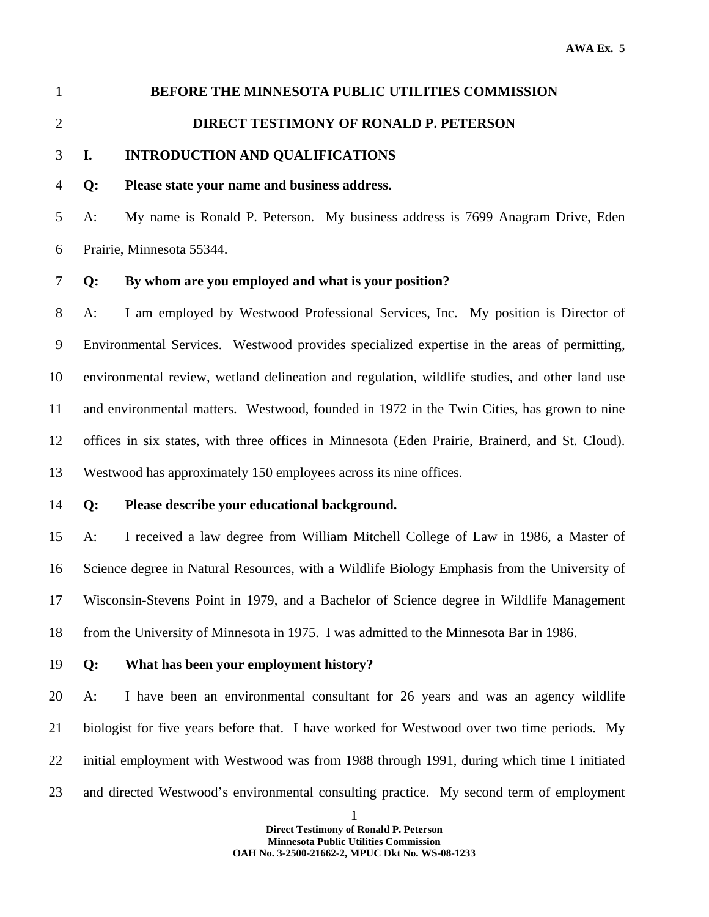AWA Ex. 5

# BEFORE THE MINNESOTA PUBLIC UTILITIES COMMISSION

## DIRECT TESTIMONY OF RONALD P. PETERSON

### I. INTRODUCTION AND QUALIFICATIONS

**Q: Please state your name and business address.**

A: My name is Ronald P. Peterson. My business address is 7699 Anagram Drive, Eden Prairie, Minnesota 55344.

**Q: By whom are you employed and what is your position?**

A: I am employed by Westwood Professional Services, Inc. My position is Director of Environmental Services. Westwood provides specialized expertise in the areas of permitting, environmental review, wetland delineation and regulation, wildlife studies, and other land use and environmental matters. Westwood, founded in 1972 in the Twin Cities, has grown to nine offices in six states, with three offices in Minnesota (Eden Prairie, Brainerd, and St. Cloud). Westwood has approximately 150 employees across its nine offices.

**Q: Please describe your educational background.**

A: I received a law degree from William Mitchell College of Law in 1986, a Master of Science degree in Natural Resources, with a Wildlife Biology Emphasis from the University of Wisconsin-Stevens Point in 1979, and a Bachelor of Science degree in Wildlife Management from the University of Minnesota in 1975. I was admitted to the Minnesota Bar in 1986.

**Q: What has been your employment history?**

A: I have been an environmental consultant for 26 years and was an agency wildlife biologist for five years before that. I have worked for Westwood over two time periods. My initial employment with Westwood was from 1988 through 1991, during which time I initiated and directed Westwood's environmental consulting practice. My second term of employment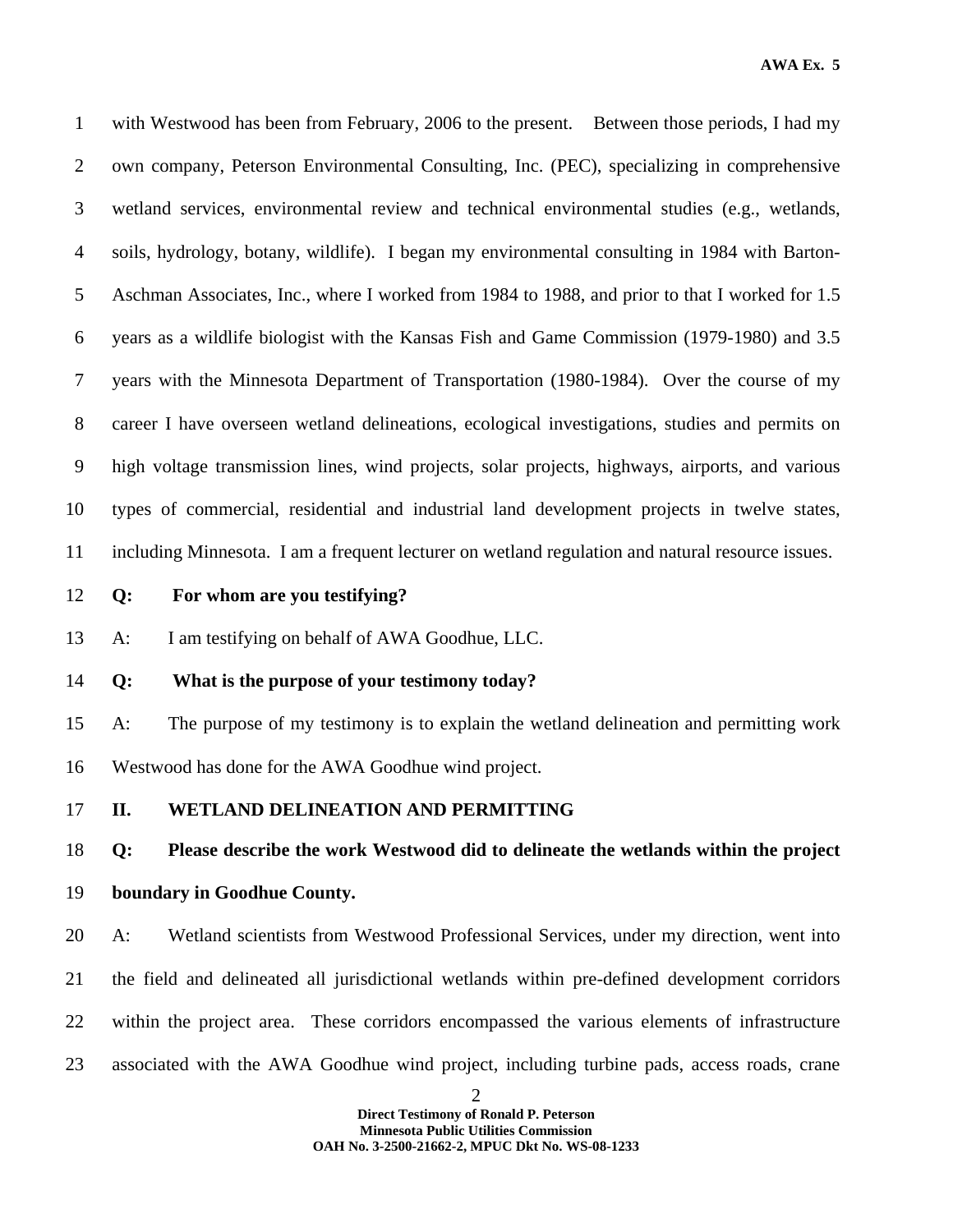with Westwood has been from February, 2006 to the present. Between those periods, I had my own company, Peterson Environmental Consulting, Inc. (PEC), specializing in comprehensive wetland services, environmental review and technical environmental studies (e.g., wetlands, soils, hydrology, botany, wildlife). I began my environmental consulting in 1984 with Barton-Aschman Associates, Inc., where I worked from 1984 to 1988, and prior to that I worked for 1.5 years as a wildlife biologist with the Kansas Fish and Game Commission (1979-1980) and 3.5 years with the Minnesota Department of Transportation (1980-1984). Over the course of my career I have overseen wetland delineations, ecological investigations, studies and permits on high voltage transmission lines, wind projects, solar projects, highways, airports, and various types of commercial, residential and industrial land development projects in twelve states, including Minnesota. I am a frequent lecturer on wetland regulation and natural resource issues.

**Q: For whom are you testifying?**

A: I am testifying on behalf of AWA Goodhue, LLC.

**Q: What is the purpose of your testimony today?**

A: The purpose of my testimony is to explain the wetland delineation and permitting work Westwood has done for the AWA Goodhue wind project.

## II. WETLAND DELINEATION AND PERMITTING

**Q: Please describe the work Westwood did to delineate the wetlands within the project boundary in Goodhue County.**

A: Wetland scientists from Westwood Professional Services, under my direction, went into the field and delineated all jurisdictional wetlands within pre-defined development corridors within the project area. These corridors encompassed the various elements of infrastructure associated with the AWA Goodhue wind project, including turbine pads, access roads, crane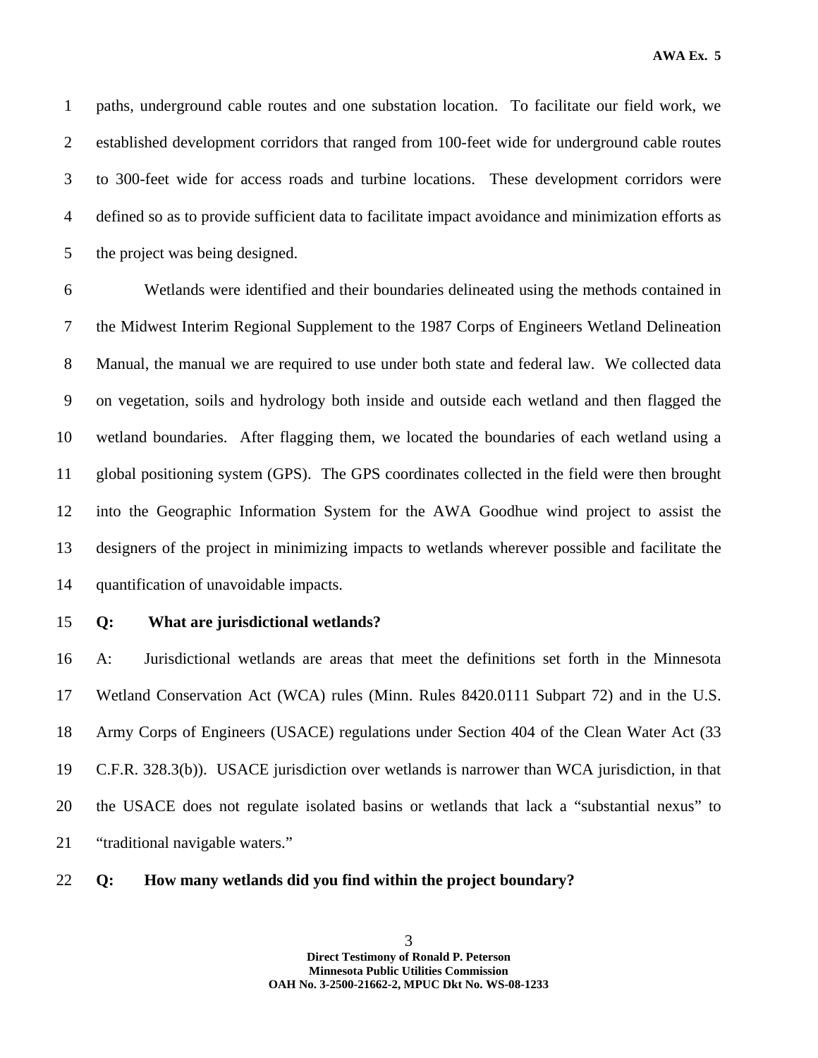paths, underground cable routes and one substation location. To facilitate our field work, we established development corridors that ranged from 100-feet wide for underground cable routes to 300-feet wide for access roads and turbine locations. These development corridors were defined so as to provide sufficient data to facilitate impact avoidance and minimization efforts as the project was being designed.

Wetlands were identified and their boundaries delineated using the methods contained in the Midwest Interim Regional Supplement to the 1987 Corps of Engineers Wetland Delineation Manual, the manual we are required to use under both state and federal law. We collected data on vegetation, soils and hydrology both inside and outside each wetland and then flagged the wetland boundaries. After flagging them, we located the boundaries of each wetland using a global positioning system (GPS). The GPS coordinates collected in the field were then brought into the Geographic Information System for the AWA Goodhue wind project to assist the designers of the project in minimizing impacts to wetlands wherever possible and facilitate the quantification of unavoidable impacts.

**Q: What are jurisdictional wetlands?**

A: Jurisdictional wetlands are areas that meet the definitions set forth in the Minnesota Wetland Conservation Act (WCA) rules (Minn. Rules 8420.0111 Subpart 72) and in the U.S. Army Corps of Engineers (USACE) regulations under Section 404 of the Clean Water Act (33 C.F.R. 328.3(b)). USACE jurisdiction over wetlands is narrower than WCA jurisdiction, in that the USACE does not regulate isolated basins or wetlands that lack a "substantial nexus" to "traditional navigable waters."

**Q: How many wetlands did you find within the project boundary?**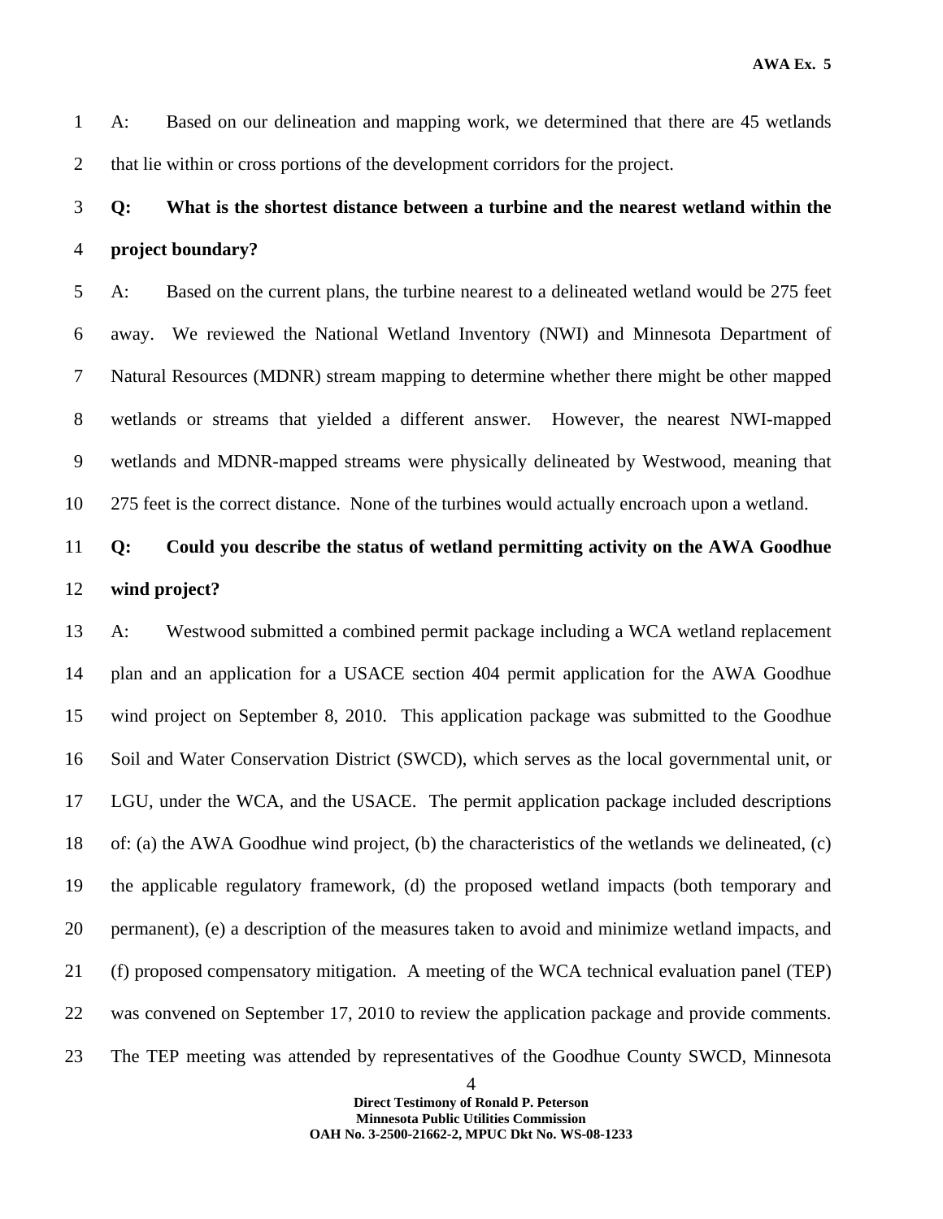A: Based on our delineation and mapping work, we determined that there are 45 wetlands that lie within or cross portions of the development corridors for the project.

**Q: What is the shortest distance between a turbine and the nearest wetland within the project boundary?**

A: Based on the current plans, the turbine nearest to a delineated wetland would be 275 feet away. We reviewed the National Wetland Inventory (NWI) and Minnesota Department of Natural Resources (MDNR) stream mapping to determine whether there might be other mapped wetlands or streams that yielded a different answer. However, the nearest NWI-mapped wetlands and MDNR-mapped streams were physically delineated by Westwood, meaning that 275 feet is the correct distance. None of the turbines would actually encroach upon a wetland.

**Q: Could you describe the status of wetland permitting activity on the AWA Goodhue wind project?**

A: Westwood submitted a combined permit package including a WCA wetland replacement plan and an application for a USACE section 404 permit application for the AWA Goodhue wind project on September 8, 2010. This application package was submitted to the Goodhue Soil and Water Conservation District (SWCD), which serves as the local governmental unit, or LGU, under the WCA, and the USACE. The permit application package included descriptions of: (a) the AWA Goodhue wind project, (b) the characteristics of the wetlands we delineated, (c) the applicable regulatory framework, (d) the proposed wetland impacts (both temporary and permanent), (e) a description of the measures taken to avoid and minimize wetland impacts, and (f) proposed compensatory mitigation. A meeting of the WCA technical evaluation panel (TEP) was convened on September 17, 2010 to review the application package and provide comments. The TEP meeting was attended by representatives of the Goodhue County SWCD, Minnesota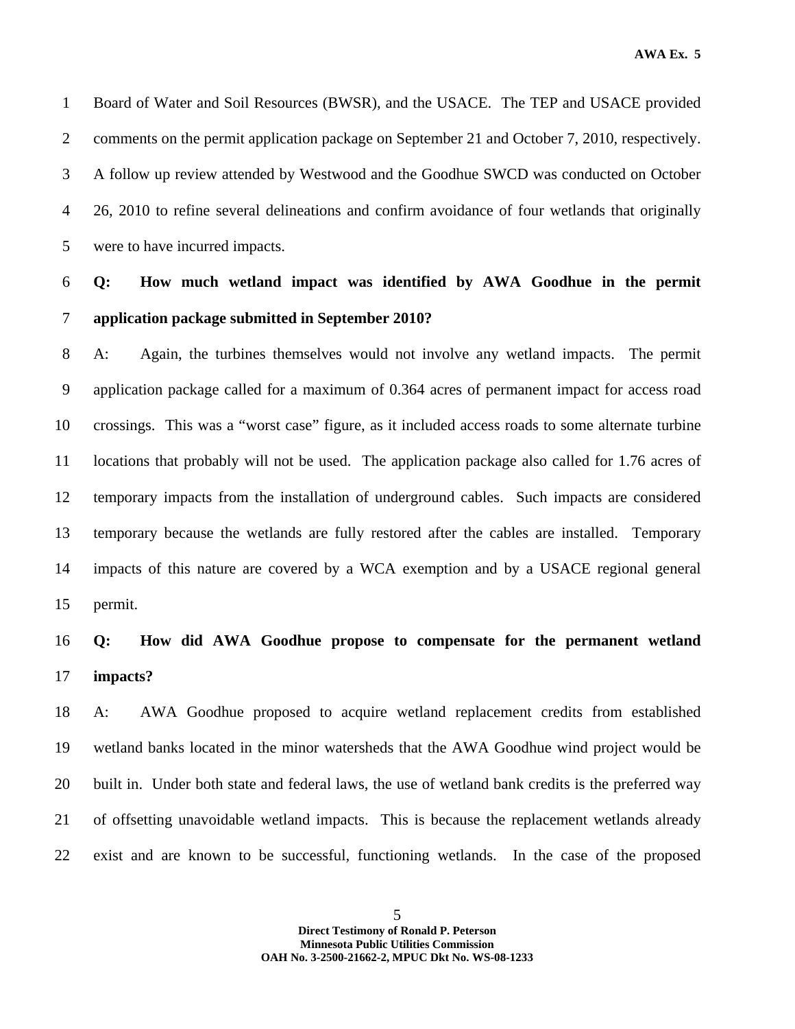Board of Water and Soil Resources (BWSR), and the USACE. The TEP and USACE provided comments on the permit application package on September 21 and October 7, 2010, respectively. A follow up review attended by Westwood and the Goodhue SWCD was conducted on October 26, 2010 to refine several delineations and confirm avoidance of four wetlands that originally were to have incurred impacts.

**Q: How much wetland impact was identified by AWA Goodhue in the permit application package submitted in September 2010?**

A: Again, the turbines themselves would not involve any wetland impacts. The permit application package called for a maximum of 0.364 acres of permanent impact for access road crossings. This was a "worst case" figure, as it included access roads to some alternate turbine locations that probably will not be used. The application package also called for 1.76 acres of temporary impacts from the installation of underground cables. Such impacts are considered temporary because the wetlands are fully restored after the cables are installed. Temporary impacts of this nature are covered by a WCA exemption and by a USACE regional general permit.

**Q: How did AWA Goodhue propose to compensate for the permanent wetland impacts?**

A: AWA Goodhue proposed to acquire wetland replacement credits from established wetland banks located in the minor watersheds that the AWA Goodhue wind project would be built in. Under both state and federal laws, the use of wetland bank credits is the preferred way of offsetting unavoidable wetland impacts. This is because the replacement wetlands already exist and are known to be successful, functioning wetlands. In the case of the proposed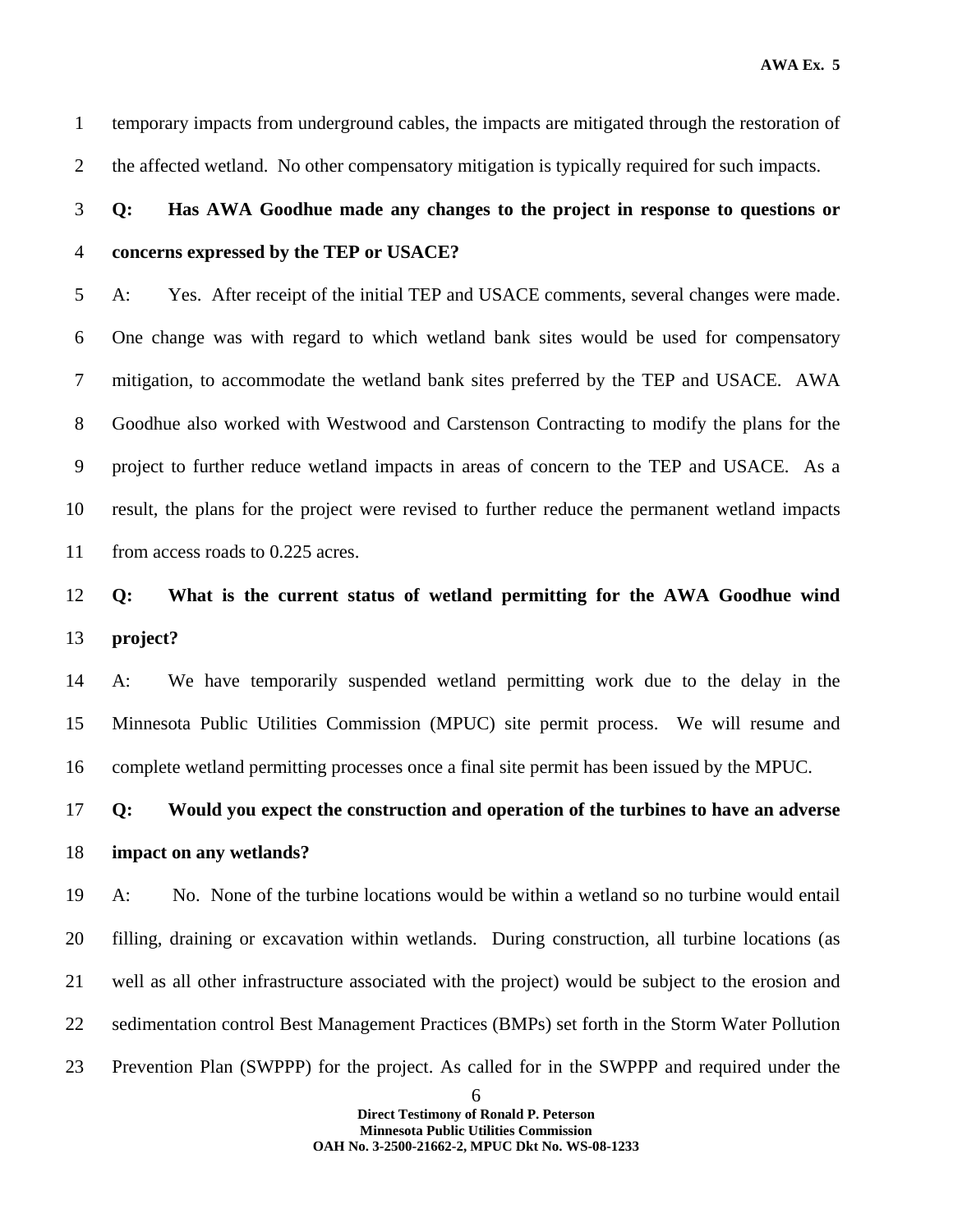temporary impacts from underground cables, the impacts are mitigated through the restoration of the affected wetland. No other compensatory mitigation is typically required for such impacts.

**Q: Has AWA Goodhue made any changes to the project in response to questions or concerns expressed by the TEP or USACE?**

A: Yes. After receipt of the initial TEP and USACE comments, several changes were made. One change was with regard to which wetland bank sites would be used for compensatory mitigation, to accommodate the wetland bank sites preferred by the TEP and USACE. AWA Goodhue also worked with Westwood and Carstenson Contracting to modify the plans for the project to further reduce wetland impacts in areas of concern to the TEP and USACE. As a result, the plans for the project were revised to further reduce the permanent wetland impacts from access roads to 0.225 acres.

**Q: What is the current status of wetland permitting for the AWA Goodhue wind project?**

A: We have temporarily suspended wetland permitting work due to the delay in the Minnesota Public Utilities Commission (MPUC) site permit process. We will resume and complete wetland permitting processes once a final site permit has been issued by the MPUC.

**Q: Would you expect the construction and operation of the turbines to have an adverse impact on any wetlands?**

A: No. None of the turbine locations would be within a wetland so no turbine would entail filling, draining or excavation within wetlands. During construction, all turbine locations (as well as all other infrastructure associated with the project) would be subject to the erosion and sedimentation control Best Management Practices (BMPs) set forth in the Storm Water Pollution Prevention Plan (SWPPP) for the project. As called for in the SWPPP and required under the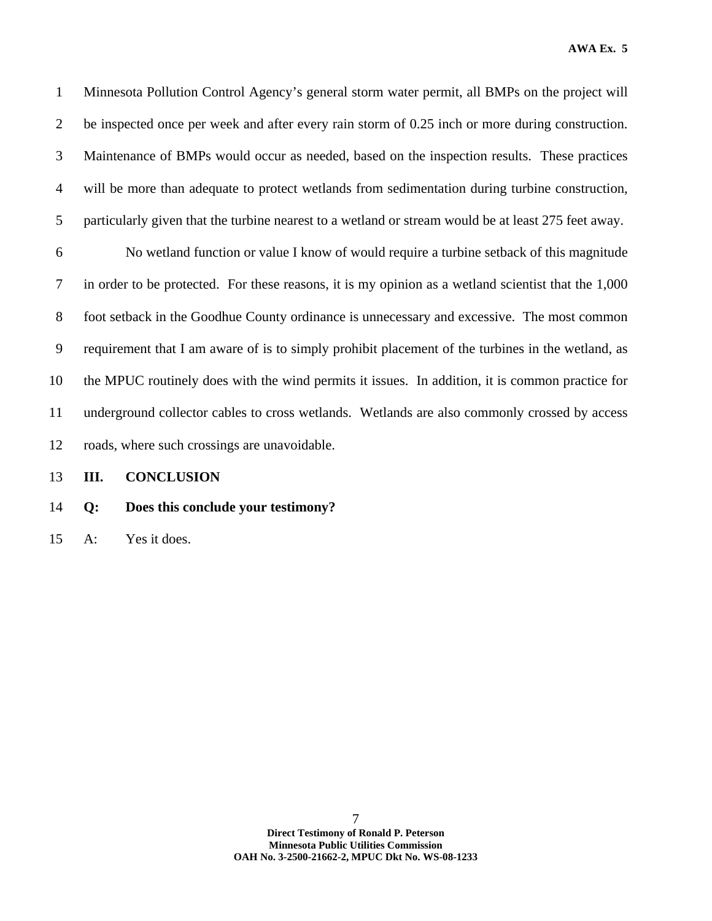Minnesota Pollution Control Agency's general storm water permit, all BMPs on the project will be inspected once per week and after every rain storm of 0.25 inch or more during construction. Maintenance of BMPs would occur as needed, based on the inspection results. These practices will be more than adequate to protect wetlands from sedimentation during turbine construction, particularly given that the turbine nearest to a wetland or stream would be at least 275 feet away.

No wetland function or value I know of would require a turbine setback of this magnitude in order to be protected. For these reasons, it is my opinion as a wetland scientist that the 1,000 foot setback in the Goodhue County ordinance is unnecessary and excessive. The most common requirement that I am aware of is to simply prohibit placement of the turbines in the wetland, as the MPUC routinely does with the wind permits it issues. In addition, it is common practice for underground collector cables to cross wetlands. Wetlands are also commonly crossed by access roads, where such crossings are unavoidable.

## III. CONCLUSION

**Q: Does this conclude your testimony?**

A: Yes it does.